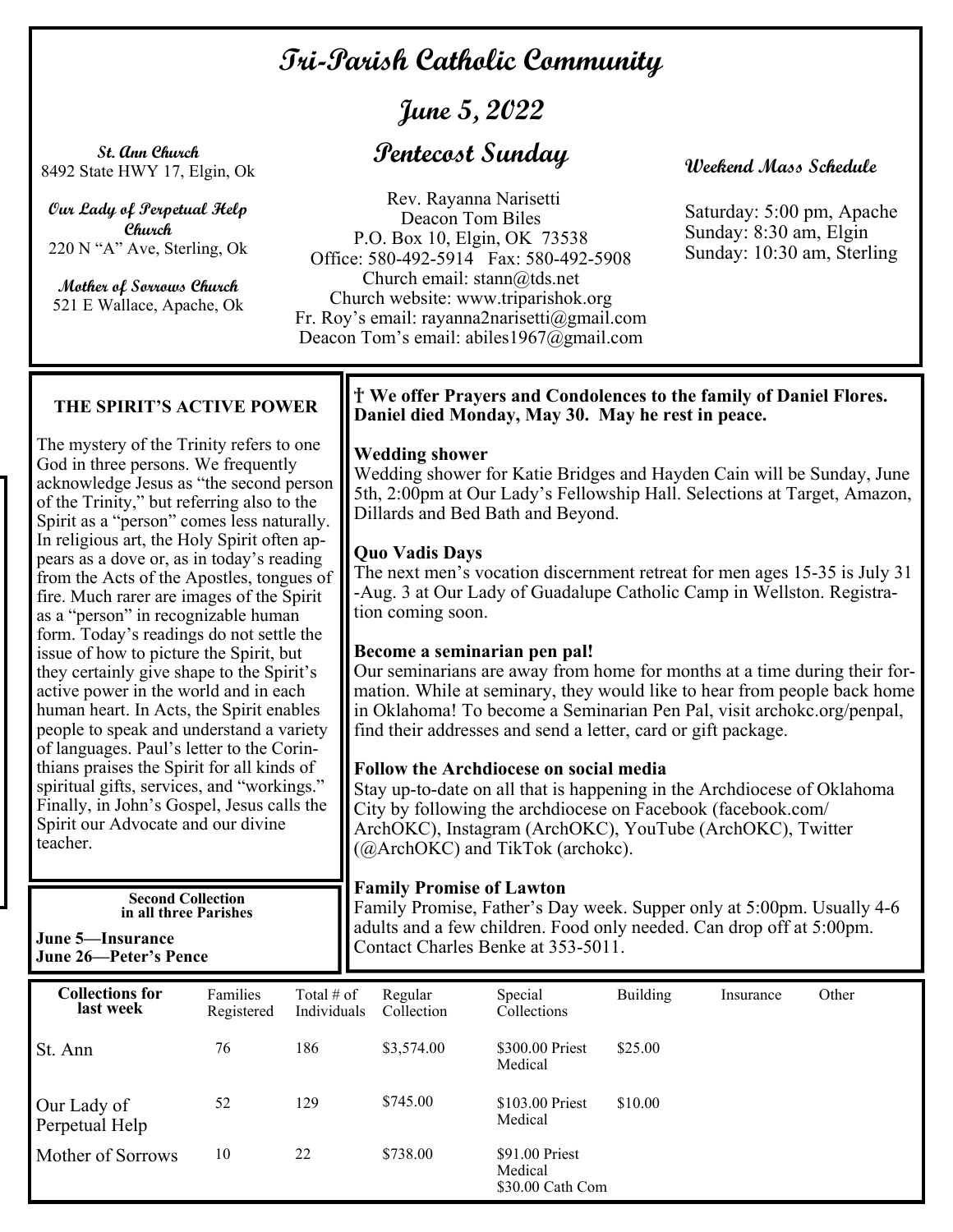# Tri-Parish Catholic Community

## June 5, 2022

## Pentecost Sunday

**St. Ann Church**
8492 State HWY 17, Elgin, Ok

**Our Lady of Perpetual Help Church**
220 N "A" Ave, Sterling, Ok

**Mother of Sorrows Church**
521 E Wallace, Apache, Ok

Rev. Rayanna Narisetti
Deacon Tom Biles
P.O. Box 10, Elgin, OK 73538
Office: 580-492-5914 Fax: 580-492-5908
Church email: stann@tds.net
Church website: www.triparishok.org
Fr. Roy's email: rayanna2narisetti@gmail.com
Deacon Tom's email: abiles1967@gmail.com

**Weekend Mass Schedule**

Saturday: 5:00 pm, Apache
Sunday: 8:30 am, Elgin
Sunday: 10:30 am, Sterling

### THE SPIRIT'S ACTIVE POWER

The mystery of the Trinity refers to one God in three persons. We frequently acknowledge Jesus as "the second person of the Trinity," but referring also to the Spirit as a "person" comes less naturally. In religious art, the Holy Spirit often appears as a dove or, as in today's reading from the Acts of the Apostles, tongues of fire. Much rarer are images of the Spirit as a "person" in recognizable human form. Today's readings do not settle the issue of how to picture the Spirit, but they certainly give shape to the Spirit's active power in the world and in each human heart. In Acts, the Spirit enables people to speak and understand a variety of languages. Paul's letter to the Corinthians praises the Spirit for all kinds of spiritual gifts, services, and "workings." Finally, in John's Gospel, Jesus calls the Spirit our Advocate and our divine teacher.

**Second Collection in all three Parishes**

**June 5—Insurance**
**June 26—Peter's Pence**

**† We offer Prayers and Condolences to the family of Daniel Flores. Daniel died Monday, May 30. May he rest in peace.**

**Wedding shower**
Wedding shower for Katie Bridges and Hayden Cain will be Sunday, June 5th, 2:00pm at Our Lady's Fellowship Hall. Selections at Target, Amazon, Dillards and Bed Bath and Beyond.

**Quo Vadis Days**
The next men's vocation discernment retreat for men ages 15-35 is July 31 -Aug. 3 at Our Lady of Guadalupe Catholic Camp in Wellston. Registration coming soon.

**Become a seminarian pen pal!**
Our seminarians are away from home for months at a time during their formation. While at seminary, they would like to hear from people back home in Oklahoma! To become a Seminarian Pen Pal, visit archokc.org/penpal, find their addresses and send a letter, card or gift package.

**Follow the Archdiocese on social media**
Stay up-to-date on all that is happening in the Archdiocese of Oklahoma City by following the archdiocese on Facebook (facebook.com/ArchOKC), Instagram (ArchOKC), YouTube (ArchOKC), Twitter (@ArchOKC) and TikTok (archokc).

**Family Promise of Lawton**
Family Promise, Father's Day week. Supper only at 5:00pm. Usually 4-6 adults and a few children. Food only needed. Can drop off at 5:00pm. Contact Charles Benke at 353-5011.

| Collections for last week | Families Registered | Total # of Individuals | Regular Collection | Special Collections | Building | Insurance | Other |
|---|---|---|---|---|---|---|---|
| St. Ann | 76 | 186 | $3,574.00 | $300.00 Priest Medical | $25.00 | | |
| Our Lady of Perpetual Help | 52 | 129 | $745.00 | $103.00 Priest Medical | $10.00 | | |
| Mother of Sorrows | 10 | 22 | $738.00 | $91.00 Priest Medical<br>$30.00 Cath Com | | | |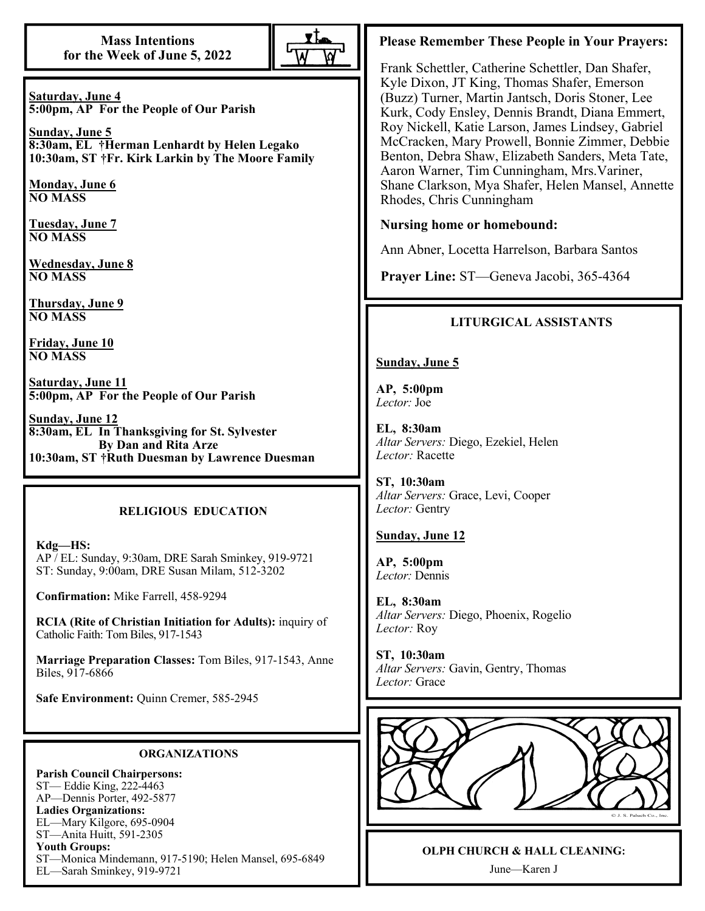## Mass Intentions for the Week of June 5, 2022

**Saturday, June 4**
**5:00pm, AP For the People of Our Parish**

**Sunday, June 5**
**8:30am, EL †Herman Lenhardt by Helen Legako**
**10:30am, ST †Fr. Kirk Larkin by The Moore Family**

**Monday, June 6**
**NO MASS**

**Tuesday, June 7**
**NO MASS**

**Wednesday, June 8**
**NO MASS**

**Thursday, June 9**
**NO MASS**

**Friday, June 10**
**NO MASS**

**Saturday, June 11**
**5:00pm, AP For the People of Our Parish**

**Sunday, June 12**
**8:30am, EL In Thanksgiving for St. Sylvester By Dan and Rita Arze**
**10:30am, ST †Ruth Duesman by Lawrence Duesman**

## RELIGIOUS EDUCATION

**Kdg—HS:**
AP / EL: Sunday, 9:30am, DRE Sarah Sminkey, 919-9721
ST: Sunday, 9:00am, DRE Susan Milam, 512-3202

**Confirmation:** Mike Farrell, 458-9294

**RCIA (Rite of Christian Initiation for Adults):** inquiry of Catholic Faith: Tom Biles, 917-1543

**Marriage Preparation Classes:** Tom Biles, 917-1543, Anne Biles, 917-6866

**Safe Environment:** Quinn Cremer, 585-2945

## ORGANIZATIONS

**Parish Council Chairpersons:**
ST— Eddie King, 222-4463
AP—Dennis Porter, 492-5877
**Ladies Organizations:**
EL—Mary Kilgore, 695-0904
ST—Anita Huitt, 591-2305
**Youth Groups:**
ST—Monica Mindemann, 917-5190; Helen Mansel, 695-6849
EL—Sarah Sminkey, 919-9721

## Please Remember These People in Your Prayers:

Frank Schettler, Catherine Schettler, Dan Shafer, Kyle Dixon, JT King, Thomas Shafer, Emerson (Buzz) Turner, Martin Jantsch, Doris Stoner, Lee Kurk, Cody Ensley, Dennis Brandt, Diana Emmert, Roy Nickell, Katie Larson, James Lindsey, Gabriel McCracken, Mary Prowell, Bonnie Zimmer, Debbie Benton, Debra Shaw, Elizabeth Sanders, Meta Tate, Aaron Warner, Tim Cunningham, Mrs.Variner, Shane Clarkson, Mya Shafer, Helen Mansel, Annette Rhodes, Chris Cunningham

**Nursing home or homebound:**

Ann Abner, Locetta Harrelson, Barbara Santos

**Prayer Line:** ST—Geneva Jacobi, 365-4364

## LITURGICAL ASSISTANTS

**Sunday, June 5**

**AP, 5:00pm**
*Lector:* Joe

**EL, 8:30am**
*Altar Servers:* Diego, Ezekiel, Helen
*Lector:* Racette

**ST, 10:30am**
*Altar Servers:* Grace, Levi, Cooper
*Lector:* Gentry

**Sunday, June 12**

**AP, 5:00pm**
*Lector:* Dennis

**EL, 8:30am**
*Altar Servers:* Diego, Phoenix, Rogelio
*Lector:* Roy

**ST, 10:30am**
*Altar Servers:* Gavin, Gentry, Thomas
*Lector:* Grace

© J. S. Paluch Co., Inc.

**OLPH CHURCH & HALL CLEANING:**

June—Karen J